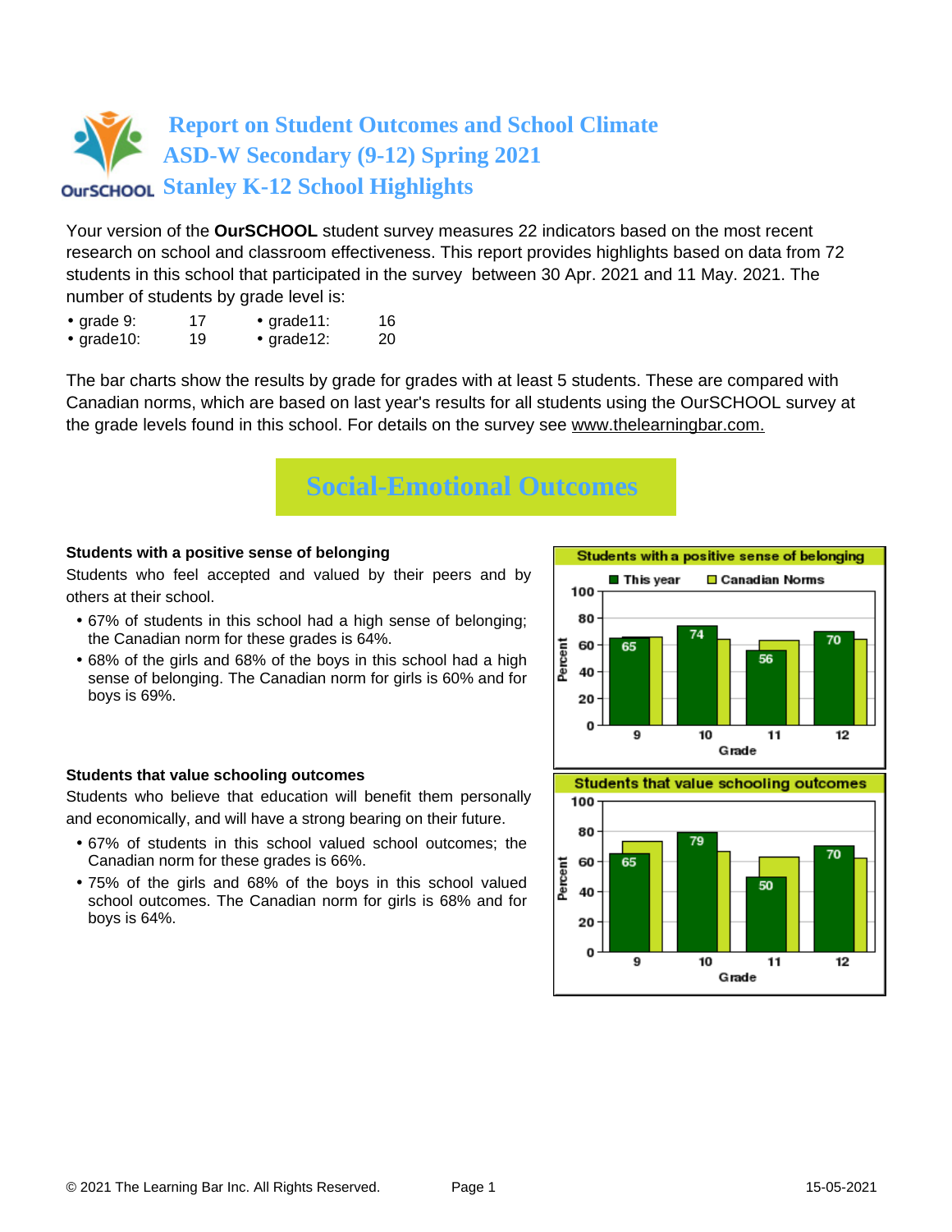# Report on Student Outcomes and School Climate
## ASD-W Secondary (9-12) Spring 2021
## Stanley K-12 School Highlights

Your version of the **OurSCHOOL** student survey measures 22 indicators based on the most recent research on school and classroom effectiveness. This report provides highlights based on data from 72 students in this school that participated in the survey between 30 Apr. 2021 and 11 May. 2021. The number of students by grade level is:

- grade 9: 17
- grade10: 19
- grade11: 16
- grade12: 20

The bar charts show the results by grade for grades with at least 5 students. These are compared with Canadian norms, which are based on last year's results for all students using the OurSCHOOL survey at the grade levels found in this school. For details on the survey see www.thelearningbar.com.

# Social-Emotional Outcomes

### Students with a positive sense of belonging

Students who feel accepted and valued by their peers and by others at their school.

- 67% of students in this school had a high sense of belonging; the Canadian norm for these grades is 64%.
- 68% of the girls and 68% of the boys in this school had a high sense of belonging. The Canadian norm for girls is 60% and for boys is 69%.

**Students with a positive sense of belonging**

| Grade | This year | Canadian Norms |
| --- | --- | --- |
| 9 | 65 | |
| 10 | 74 | |
| 11 | 56 | |
| 12 | 70 | |

### Students that value schooling outcomes

Students who believe that education will benefit them personally and economically, and will have a strong bearing on their future.

- 67% of students in this school valued school outcomes; the Canadian norm for these grades is 66%.
- 75% of the girls and 68% of the boys in this school valued school outcomes. The Canadian norm for girls is 68% and for boys is 64%.

**Students that value schooling outcomes**

| Grade | This year | Canadian Norms |
| --- | --- | --- |
| 9 | 65 | |
| 10 | 79 | |
| 11 | 50 | |
| 12 | 70 | |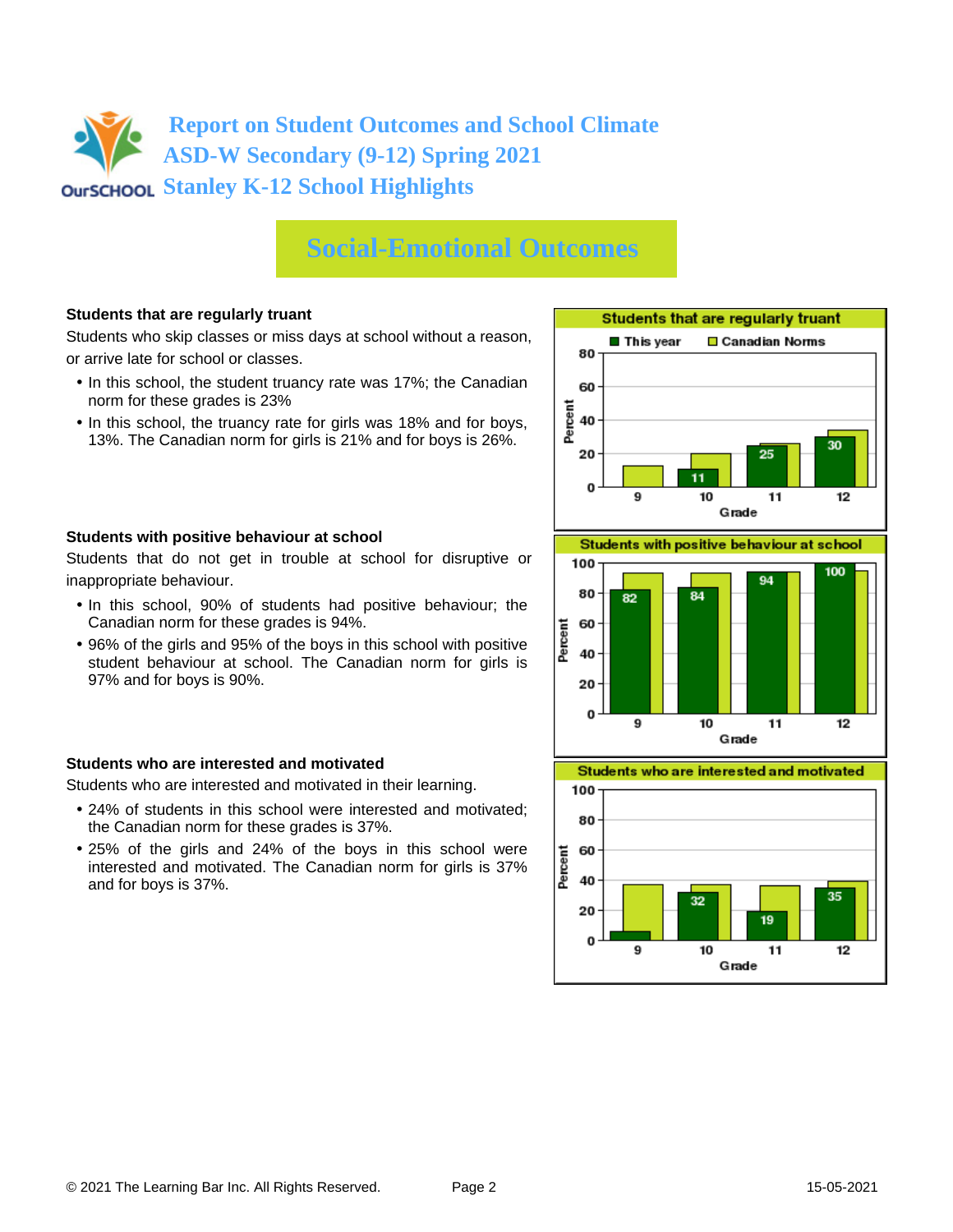# Report on Student Outcomes and School Climate
# ASD-W Secondary (9-12) Spring 2021
# Stanley K-12 School Highlights

## Social-Emotional Outcomes

**Students that are regularly truant**

Students who skip classes or miss days at school without a reason, or arrive late for school or classes.

- In this school, the student truancy rate was 17%; the Canadian norm for these grades is 23%
- In this school, the truancy rate for girls was 18% and for boys, 13%. The Canadian norm for girls is 21% and for boys is 26%.

**Students that are regularly truant**

| Grade | This year | Canadian Norms |
|---|---|---|
| 9 | | |
| 10 | 11 | |
| 11 | 25 | |
| 12 | 30 | |

**Students with positive behaviour at school**

Students that do not get in trouble at school for disruptive or inappropriate behaviour.

- In this school, 90% of students had positive behaviour; the Canadian norm for these grades is 94%.
- 96% of the girls and 95% of the boys in this school with positive student behaviour at school. The Canadian norm for girls is 97% and for boys is 90%.

**Students with positive behaviour at school**

| Grade | This year | Canadian Norms |
|---|---|---|
| 9 | 82 | |
| 10 | 84 | |
| 11 | 94 | |
| 12 | 100 | |

**Students who are interested and motivated**

Students who are interested and motivated in their learning.

- 24% of students in this school were interested and motivated; the Canadian norm for these grades is 37%.
- 25% of the girls and 24% of the boys in this school were interested and motivated. The Canadian norm for girls is 37% and for boys is 37%.

**Students who are interested and motivated**

| Grade | This year | Canadian Norms |
|---|---|---|
| 9 | | |
| 10 | 32 | |
| 11 | 19 | |
| 12 | 35 | |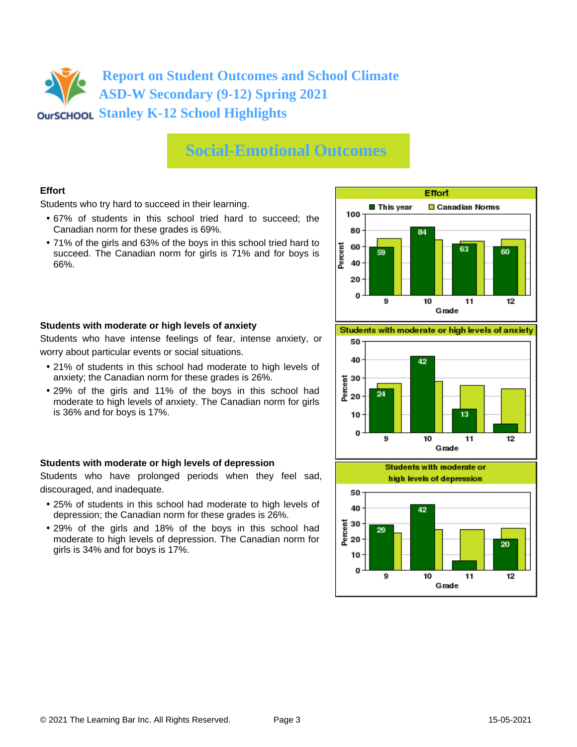# Report on Student Outcomes and School Climate
## ASD-W Secondary (9-12) Spring 2021
## Stanley K-12 School Highlights

## Social-Emotional Outcomes

### Effort

Students who try hard to succeed in their learning.

- 67% of students in this school tried hard to succeed; the Canadian norm for these grades is 69%.
- 71% of the girls and 63% of the boys in this school tried hard to succeed. The Canadian norm for girls is 71% and for boys is 66%.

**Effort**

| Grade | This year | Canadian Norms |
| --- | --- | --- |
| 9 | 59 | |
| 10 | 84 | |
| 11 | 63 | |
| 12 | 60 | |

### Students with moderate or high levels of anxiety

Students who have intense feelings of fear, intense anxiety, or worry about particular events or social situations.

- 21% of students in this school had moderate to high levels of anxiety; the Canadian norm for these grades is 26%.
- 29% of the girls and 11% of the boys in this school had moderate to high levels of anxiety. The Canadian norm for girls is 36% and for boys is 17%.

**Students with moderate or high levels of anxiety**

| Grade | This year | Canadian Norms |
| --- | --- | --- |
| 9 | 24 | |
| 10 | 42 | |
| 11 | 13 | |
| 12 | | |

### Students with moderate or high levels of depression

Students who have prolonged periods when they feel sad, discouraged, and inadequate.

- 25% of students in this school had moderate to high levels of depression; the Canadian norm for these grades is 26%.
- 29% of the girls and 18% of the boys in this school had moderate to high levels of depression. The Canadian norm for girls is 34% and for boys is 17%.

**Students with moderate or high levels of depression**

| Grade | This year | Canadian Norms |
| --- | --- | --- |
| 9 | 29 | |
| 10 | 42 | |
| 11 | | |
| 12 | 20 | |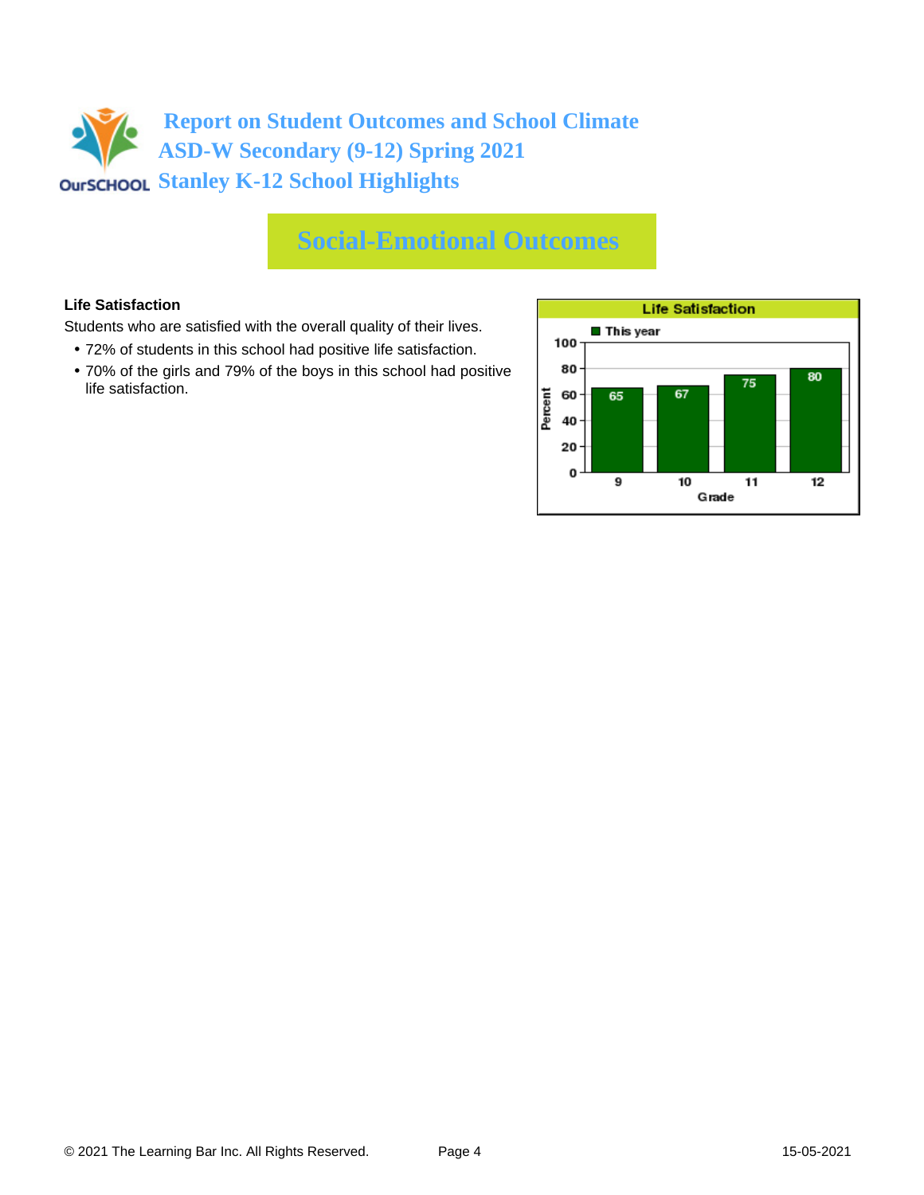# Report on Student Outcomes and School Climate
## ASD-W Secondary (9-12) Spring 2021
## Stanley K-12 School Highlights

## Social-Emotional Outcomes

**Life Satisfaction**

Students who are satisfied with the overall quality of their lives.

- 72% of students in this school had positive life satisfaction.
- 70% of the girls and 79% of the boys in this school had positive life satisfaction.

**Life Satisfaction**

| Grade | This year (Percent) |
|---|---|
| 9 | 65 |
| 10 | 67 |
| 11 | 75 |
| 12 | 80 |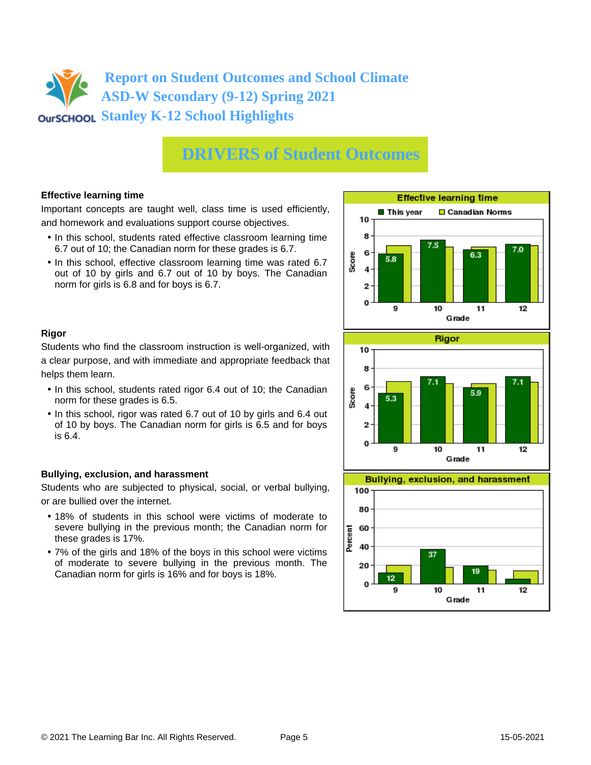# Report on Student Outcomes and School Climate
# ASD-W Secondary (9-12) Spring 2021
# Stanley K-12 School Highlights

## DRIVERS of Student Outcomes

### Effective learning time

Important concepts are taught well, class time is used efficiently, and homework and evaluations support course objectives.

- In this school, students rated effective classroom learning time 6.7 out of 10; the Canadian norm for these grades is 6.7.
- In this school, effective classroom learning time was rated 6.7 out of 10 by girls and 6.7 out of 10 by boys. The Canadian norm for girls is 6.8 and for boys is 6.7.

**Effective learning time** (Score)

| Grade | This year |
|---|---|
| 9 | 5.8 |
| 10 | 7.5 |
| 11 | 6.3 |
| 12 | 7.0 |

### Rigor

Students who find the classroom instruction is well-organized, with a clear purpose, and with immediate and appropriate feedback that helps them learn.

- In this school, students rated rigor 6.4 out of 10; the Canadian norm for these grades is 6.5.
- In this school, rigor was rated 6.7 out of 10 by girls and 6.4 out of 10 by boys. The Canadian norm for girls is 6.5 and for boys is 6.4.

**Rigor** (Score)

| Grade | This year |
|---|---|
| 9 | 5.3 |
| 10 | 7.1 |
| 11 | 5.9 |
| 12 | 7.1 |

### Bullying, exclusion, and harassment

Students who are subjected to physical, social, or verbal bullying, or are bullied over the internet.

- 18% of students in this school were victims of moderate to severe bullying in the previous month; the Canadian norm for these grades is 17%.
- 7% of the girls and 18% of the boys in this school were victims of moderate to severe bullying in the previous month. The Canadian norm for girls is 16% and for boys is 18%.

**Bullying, exclusion, and harassment** (Percent)

| Grade | This year |
|---|---|
| 9 | 12 |
| 10 | 37 |
| 11 | 19 |
| 12 | |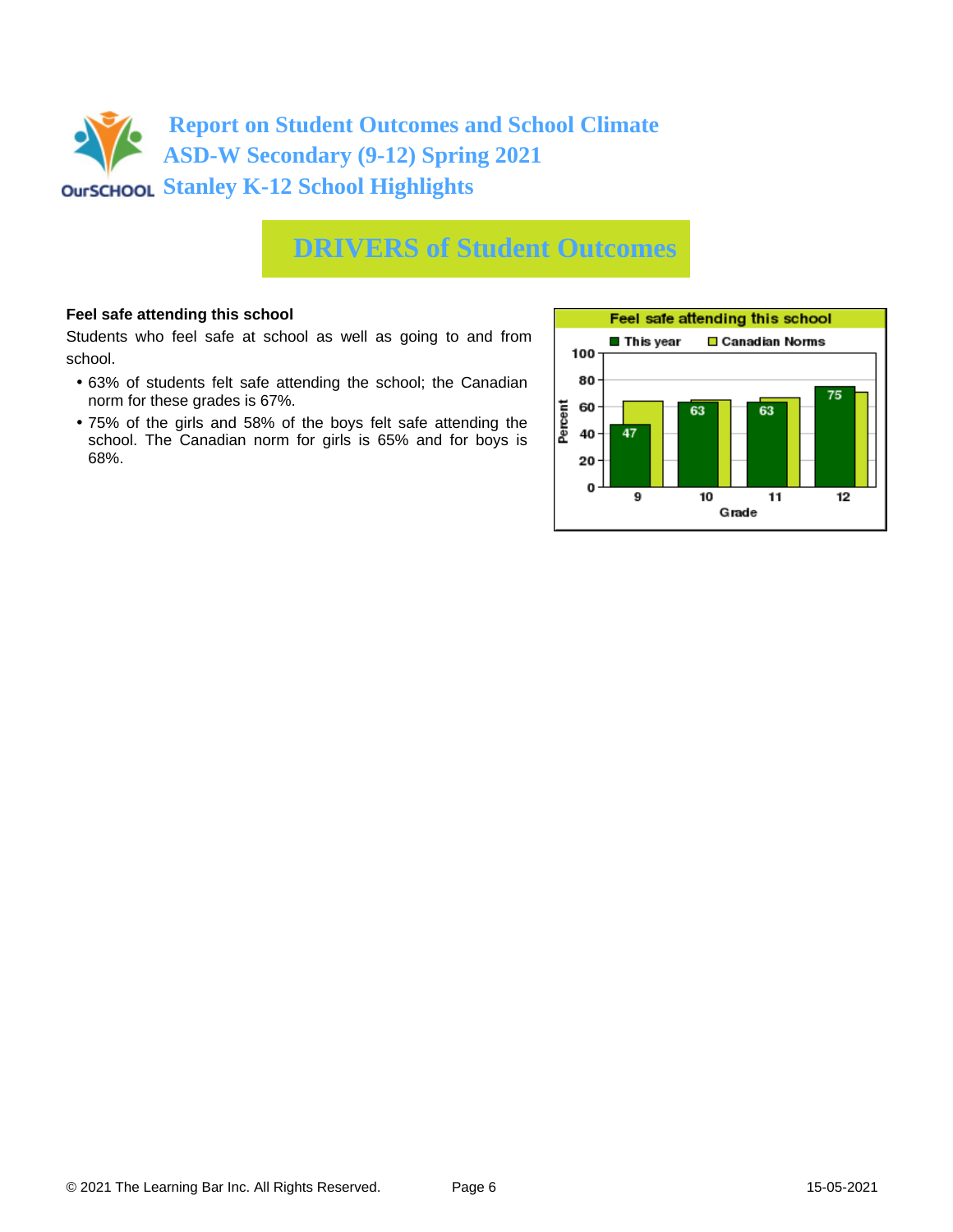# Report on Student Outcomes and School Climate
## ASD-W Secondary (9-12) Spring 2021
## Stanley K-12 School Highlights

# DRIVERS of Student Outcomes

**Feel safe attending this school**

Students who feel safe at school as well as going to and from school.

- 63% of students felt safe attending the school; the Canadian norm for these grades is 67%.
- 75% of the girls and 58% of the boys felt safe attending the school. The Canadian norm for girls is 65% and for boys is 68%.

**Feel safe attending this school**

| Grade | This year | Canadian Norms |
|---|---|---|
| 9 | 47 | |
| 10 | 63 | |
| 11 | 63 | |
| 12 | 75 | |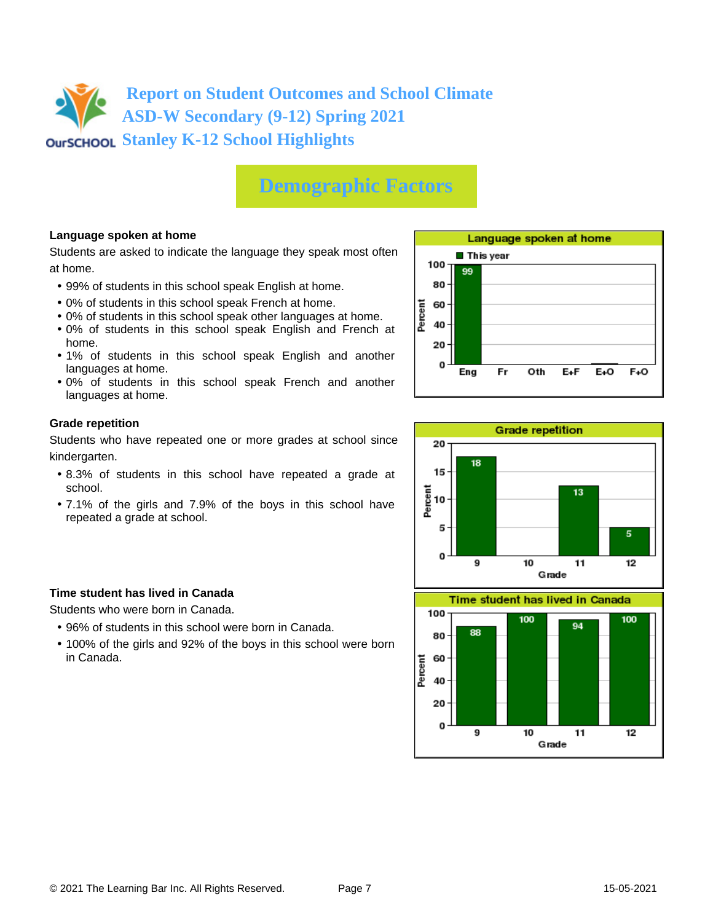# Report on Student Outcomes and School Climate
# ASD-W Secondary (9-12) Spring 2021
# Stanley K-12 School Highlights

## Demographic Factors

**Language spoken at home**

Students are asked to indicate the language they speak most often at home.

- 99% of students in this school speak English at home.
- 0% of students in this school speak French at home.
- 0% of students in this school speak other languages at home.
- 0% of students in this school speak English and French at home.
- 1% of students in this school speak English and another languages at home.
- 0% of students in this school speak French and another languages at home.

**Language spoken at home**

| | Eng | Fr | Oth | E+F | E+O | F+O |
|---|---|---|---|---|---|---|
| This year (Percent) | 99 | | | | | |

**Grade repetition**

Students who have repeated one or more grades at school since kindergarten.

- 8.3% of students in this school have repeated a grade at school.
- 7.1% of the girls and 7.9% of the boys in this school have repeated a grade at school.

**Grade repetition**

| Grade | 9 | 10 | 11 | 12 |
|---|---|---|---|---|
| Percent | 18 | | 13 | 5 |

**Time student has lived in Canada**

Students who were born in Canada.

- 96% of students in this school were born in Canada.
- 100% of the girls and 92% of the boys in this school were born in Canada.

**Time student has lived in Canada**

| Grade | 9 | 10 | 11 | 12 |
|---|---|---|---|---|
| Percent | 88 | 100 | 94 | 100 |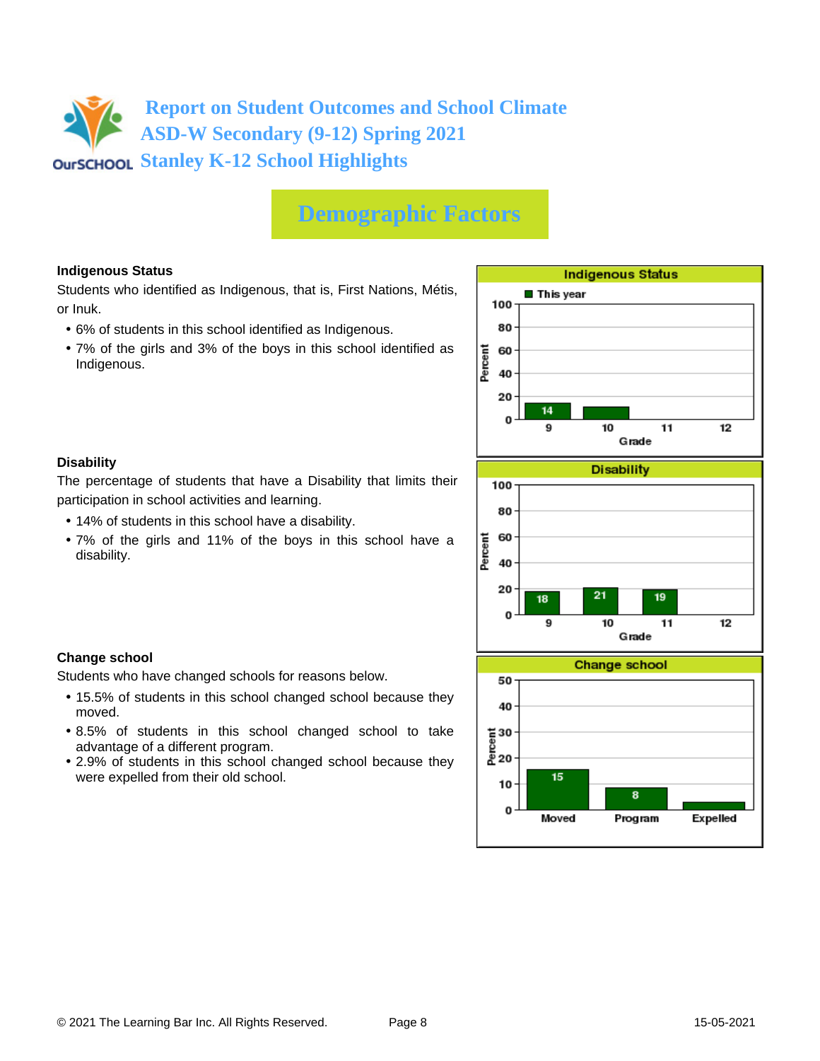# Report on Student Outcomes and School Climate
# ASD-W Secondary (9-12) Spring 2021
# Stanley K-12 School Highlights

## Demographic Factors

### Indigenous Status

Students who identified as Indigenous, that is, First Nations, Métis, or Inuk.

- 6% of students in this school identified as Indigenous.
- 7% of the girls and 3% of the boys in this school identified as Indigenous.

**Indigenous Status** (Percent by Grade, This year)

| Grade | 9 | 10 | 11 | 12 |
|---|---|---|---|---|
| Percent | 14 | | | |

### Disability

The percentage of students that have a Disability that limits their participation in school activities and learning.

- 14% of students in this school have a disability.
- 7% of the girls and 11% of the boys in this school have a disability.

**Disability** (Percent by Grade)

| Grade | 9 | 10 | 11 | 12 |
|---|---|---|---|---|
| Percent | 18 | 21 | 19 | |

### Change school

Students who have changed schools for reasons below.

- 15.5% of students in this school changed school because they moved.
- 8.5% of students in this school changed school to take advantage of a different program.
- 2.9% of students in this school changed school because they were expelled from their old school.

**Change school** (Percent)

| Moved | Program | Expelled |
|---|---|---|
| 15 | 8 | |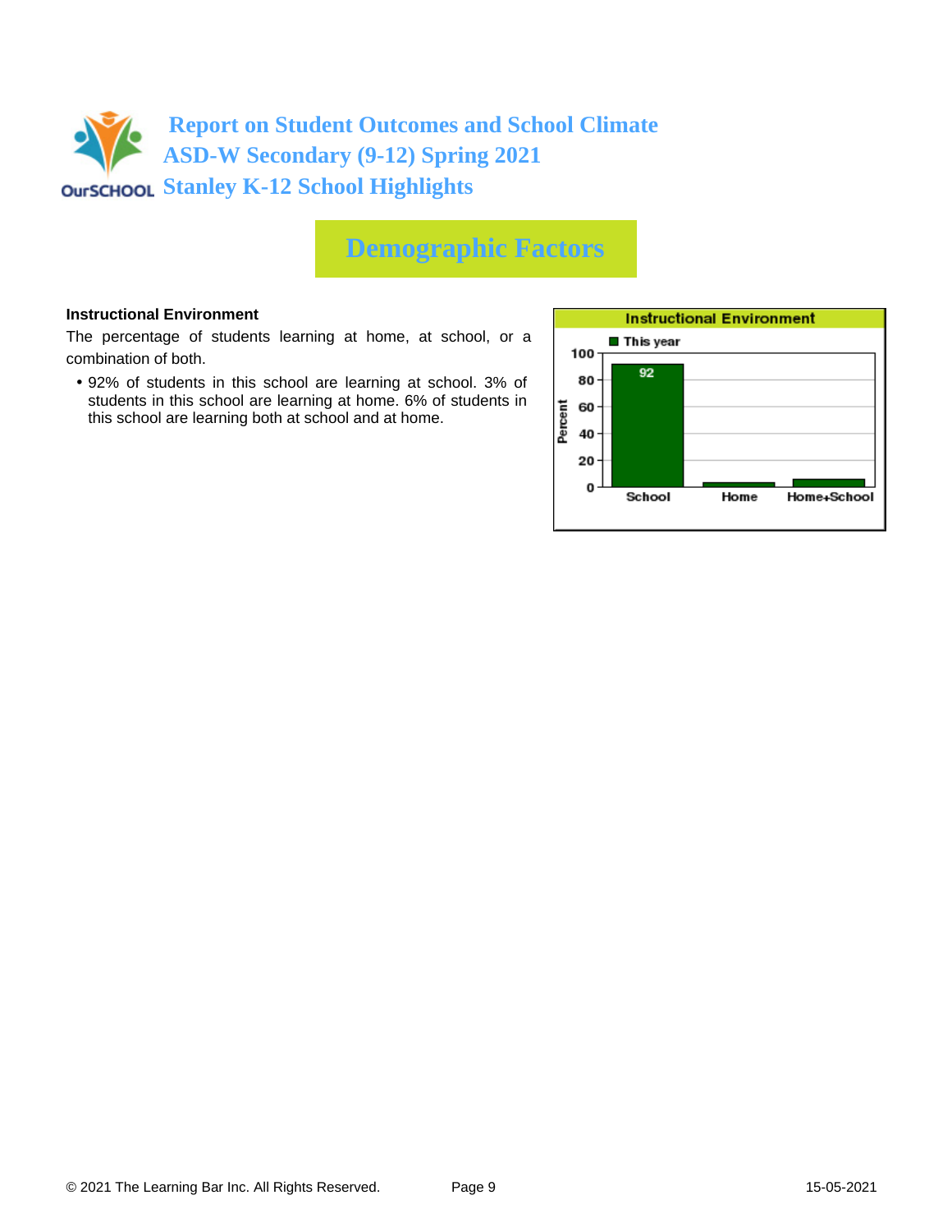# Report on Student Outcomes and School Climate
# ASD-W Secondary (9-12) Spring 2021
# Stanley K-12 School Highlights

## Demographic Factors

**Instructional Environment**

The percentage of students learning at home, at school, or a combination of both.

- 92% of students in this school are learning at school. 3% of students in this school are learning at home. 6% of students in this school are learning both at school and at home.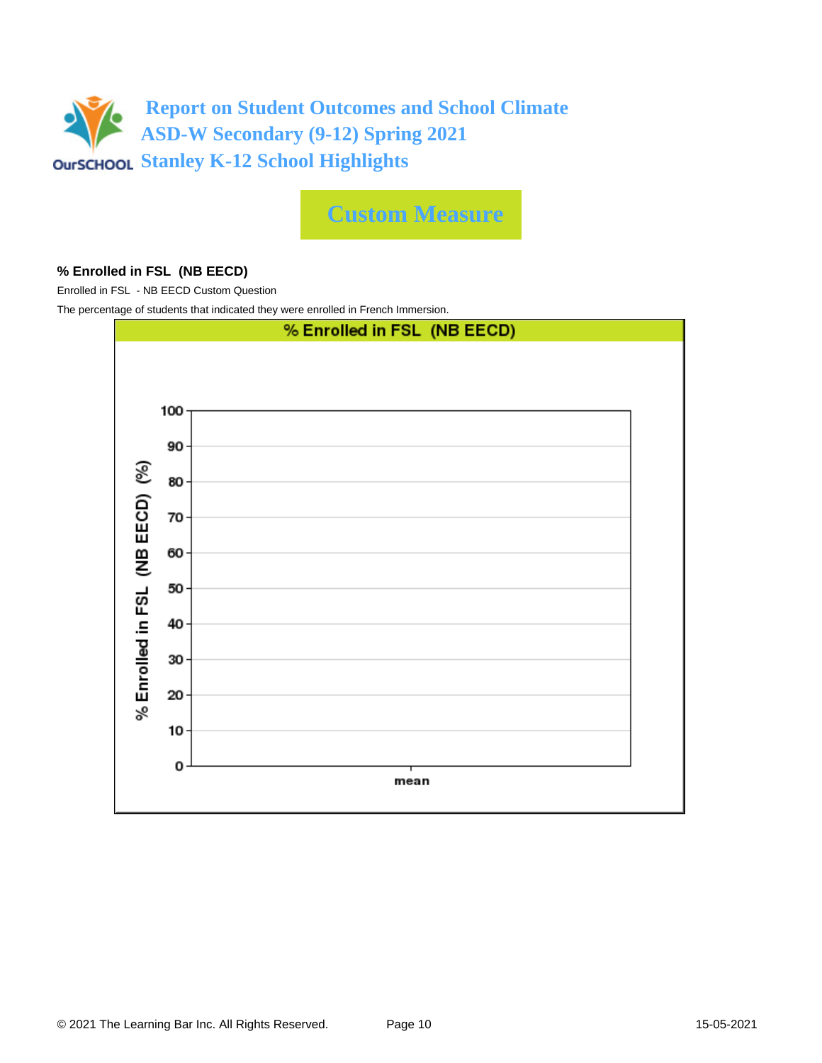# Report on Student Outcomes and School Climate
## ASD-W Secondary (9-12) Spring 2021
## Stanley K-12 School Highlights

## Custom Measure

**% Enrolled in FSL (NB EECD)**

Enrolled in FSL - NB EECD Custom Question

The percentage of students that indicated they were enrolled in French Immersion.

% Enrolled in FSL (NB EECD)

% Enrolled in FSL (NB EECD) (%)

100
90
80
70
60
50
40
30
20
10
0

mean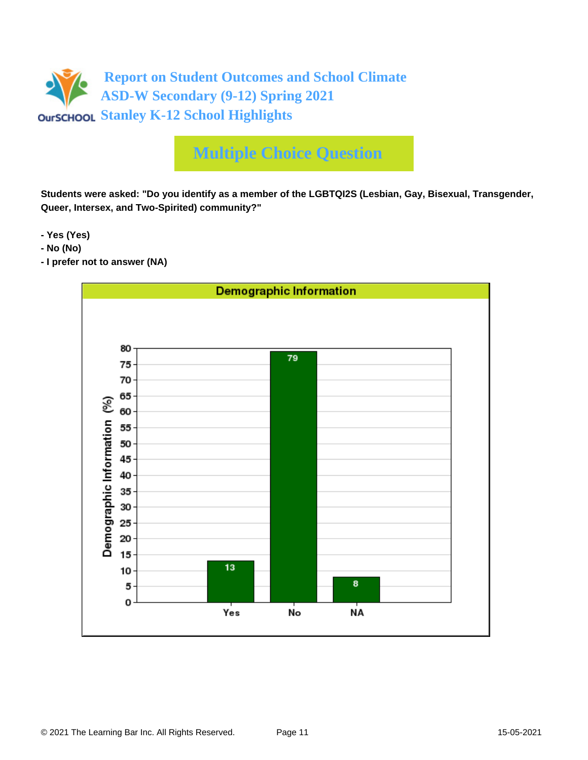# Report on Student Outcomes and School Climate
# ASD-W Secondary (9-12) Spring 2021
# Stanley K-12 School Highlights

## Multiple Choice Question

**Students were asked: "Do you identify as a member of the LGBTQI2S (Lesbian, Gay, Bisexual, Transgender, Queer, Intersex, and Two-Spirited) community?"**

- **Yes (Yes)**
- **No (No)**
- **I prefer not to answer (NA)**

**Demographic Information**

| Response | Demographic Information (%) |
|---|---|
| Yes | 13 |
| No | 79 |
| NA | 8 |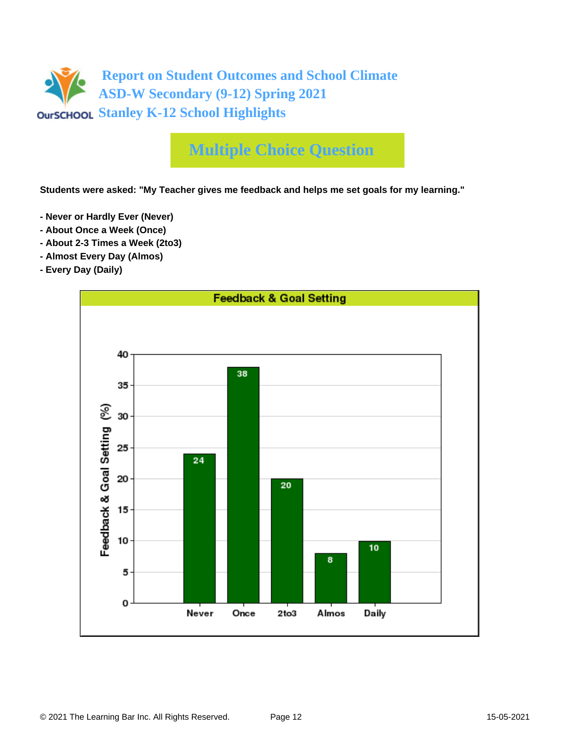# Report on Student Outcomes and School Climate
## ASD-W Secondary (9-12) Spring 2021
## Stanley K-12 School Highlights

## Multiple Choice Question

**Students were asked: "My Teacher gives me feedback and helps me set goals for my learning."**

- **Never or Hardly Ever (Never)**
- **About Once a Week (Once)**
- **About 2-3 Times a Week (2to3)**
- **Almost Every Day (Almos)**
- **Every Day (Daily)**

**Feedback & Goal Setting**

| Response | Feedback & Goal Setting (%) |
|---|---|
| Never | 24 |
| Once | 38 |
| 2to3 | 20 |
| Almos | 8 |
| Daily | 10 |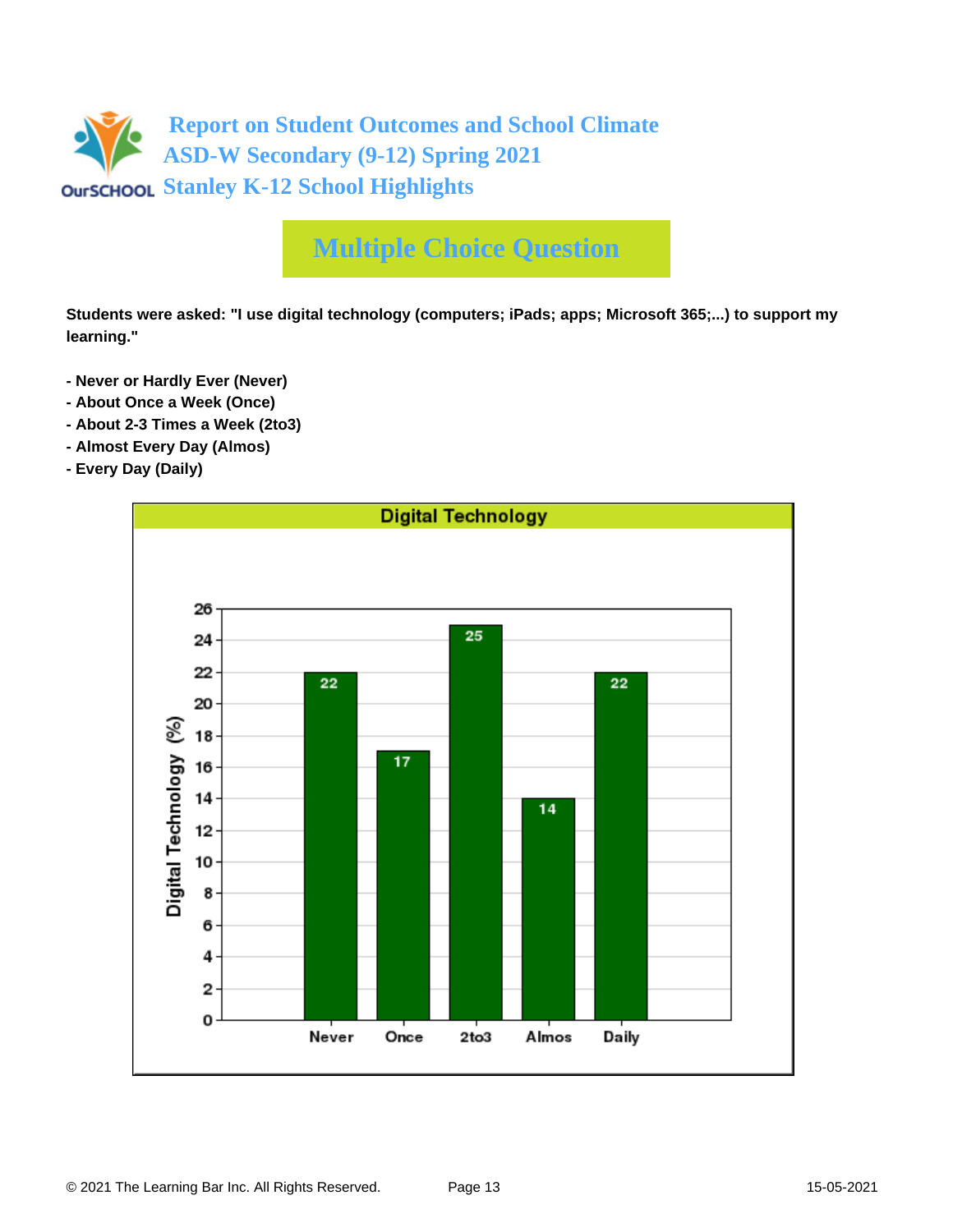# Report on Student Outcomes and School Climate
## ASD-W Secondary (9-12) Spring 2021
## Stanley K-12 School Highlights

## Multiple Choice Question

**Students were asked: "I use digital technology (computers; iPads; apps; Microsoft 365;...) to support my learning."**

- **Never or Hardly Ever (Never)**
- **About Once a Week (Once)**
- **About 2-3 Times a Week (2to3)**
- **Almost Every Day (Almos)**
- **Every Day (Daily)**

Digital Technology

Digital Technology (%)

0
2
4
6
8
10
12
14
16
18
20
22
24
26

22
17
25
14
22

Never
Once
2to3
Almos
Daily